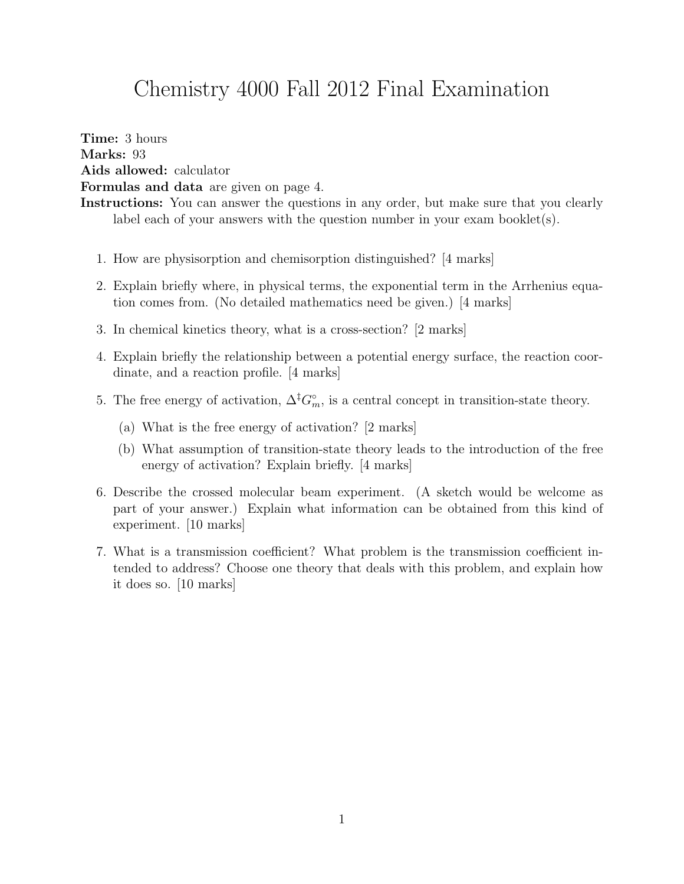# Chemistry 4000 Fall 2012 Final Examination

**Time:** 3 hours
**Marks:** 93
**Aids allowed:** calculator
**Formulas and data** are given on page 4.
**Instructions:** You can answer the questions in any order, but make sure that you clearly label each of your answers with the question number in your exam booklet(s).

1. How are physisorption and chemisorption distinguished? [4 marks]

2. Explain briefly where, in physical terms, the exponential term in the Arrhenius equation comes from. (No detailed mathematics need be given.) [4 marks]

3. In chemical kinetics theory, what is a cross-section? [2 marks]

4. Explain briefly the relationship between a potential energy surface, the reaction coordinate, and a reaction profile. [4 marks]

5. The free energy of activation, $\Delta^{\ddagger}G_m^{\circ}$, is a central concept in transition-state theory.

   (a) What is the free energy of activation? [2 marks]

   (b) What assumption of transition-state theory leads to the introduction of the free energy of activation? Explain briefly. [4 marks]

6. Describe the crossed molecular beam experiment. (A sketch would be welcome as part of your answer.) Explain what information can be obtained from this kind of experiment. [10 marks]

7. What is a transmission coefficient? What problem is the transmission coefficient intended to address? Choose one theory that deals with this problem, and explain how it does so. [10 marks]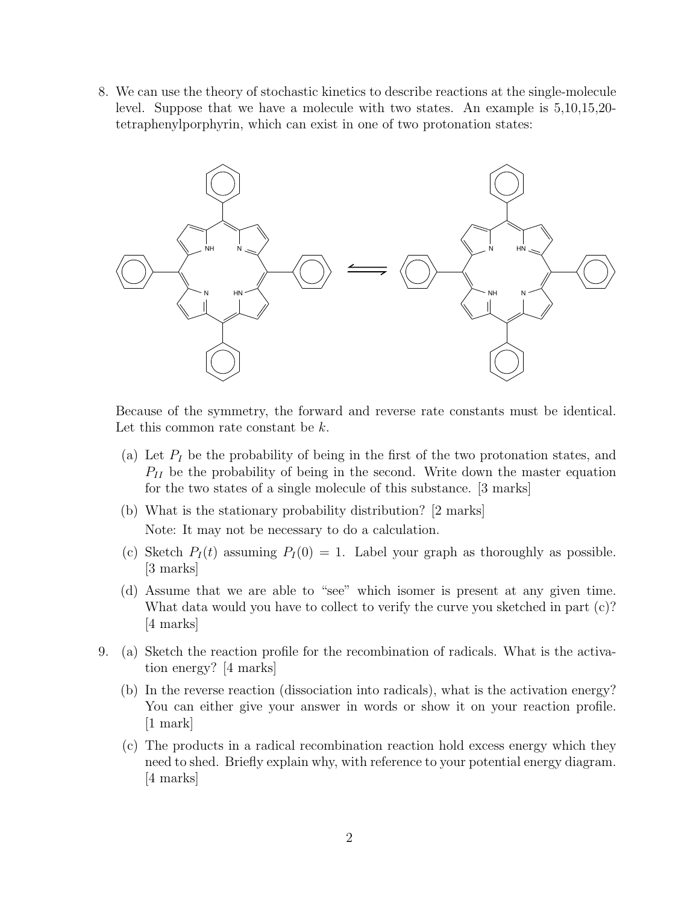8. We can use the theory of stochastic kinetics to describe reactions at the single-molecule level. Suppose that we have a molecule with two states. An example is 5,10,15,20-tetraphenylporphyrin, which can exist in one of two protonation states:

   Because of the symmetry, the forward and reverse rate constants must be identical. Let this common rate constant be $k$.

   (a) Let $P_I$ be the probability of being in the first of the two protonation states, and $P_{II}$ be the probability of being in the second. Write down the master equation for the two states of a single molecule of this substance. [3 marks]

   (b) What is the stationary probability distribution? [2 marks]

   Note: It may not be necessary to do a calculation.

   (c) Sketch $P_I(t)$ assuming $P_I(0) = 1$. Label your graph as thoroughly as possible. [3 marks]

   (d) Assume that we are able to "see" which isomer is present at any given time. What data would you have to collect to verify the curve you sketched in part (c)? [4 marks]

9. (a) Sketch the reaction profile for the recombination of radicals. What is the activation energy? [4 marks]

   (b) In the reverse reaction (dissociation into radicals), what is the activation energy? You can either give your answer in words or show it on your reaction profile. [1 mark]

   (c) The products in a radical recombination reaction hold excess energy which they need to shed. Briefly explain why, with reference to your potential energy diagram. [4 marks]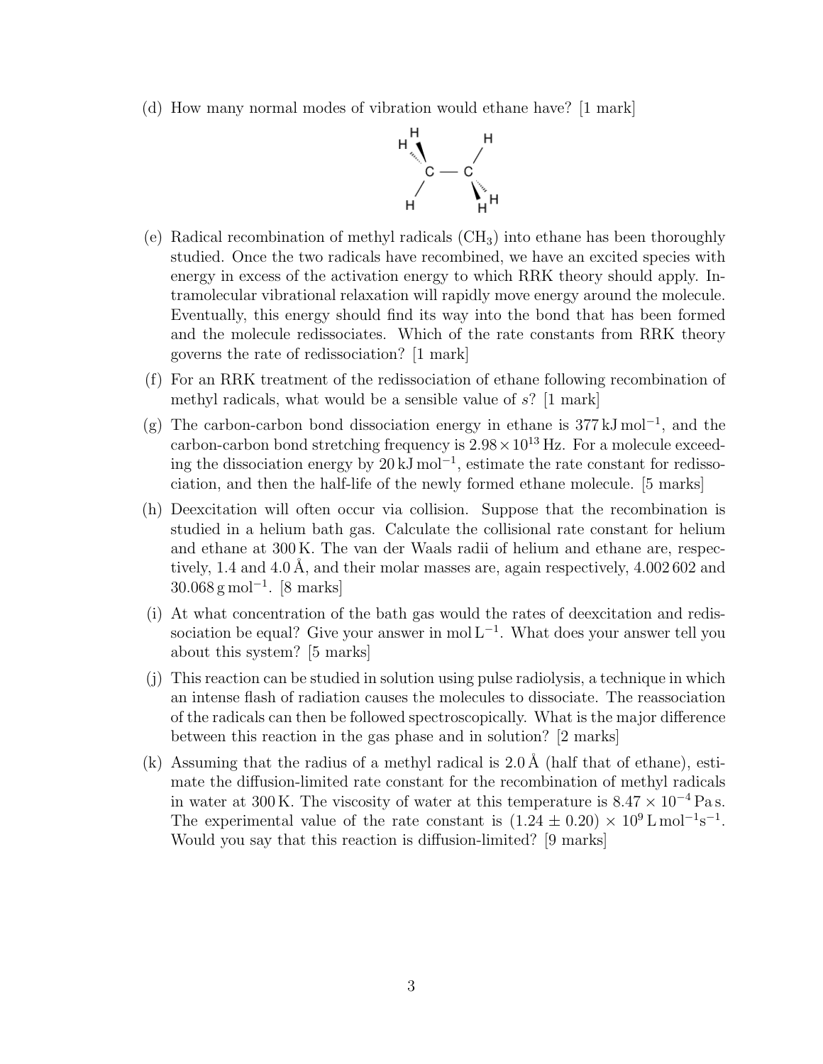(d) How many normal modes of vibration would ethane have? [1 mark]

(e) Radical recombination of methyl radicals ($CH_3$) into ethane has been thoroughly studied. Once the two radicals have recombined, we have an excited species with energy in excess of the activation energy to which RRK theory should apply. Intramolecular vibrational relaxation will rapidly move energy around the molecule. Eventually, this energy should find its way into the bond that has been formed and the molecule redissociates. Which of the rate constants from RRK theory governs the rate of redissociation? [1 mark]

(f) For an RRK treatment of the redissociation of ethane following recombination of methyl radicals, what would be a sensible value of $s$? [1 mark]

(g) The carbon-carbon bond dissociation energy in ethane is $377\,\mathrm{kJ\,mol^{-1}}$, and the carbon-carbon bond stretching frequency is $2.98 \times 10^{13}\,\mathrm{Hz}$. For a molecule exceeding the dissociation energy by $20\,\mathrm{kJ\,mol^{-1}}$, estimate the rate constant for redissociation, and then the half-life of the newly formed ethane molecule. [5 marks]

(h) Deexcitation will often occur via collision. Suppose that the recombination is studied in a helium bath gas. Calculate the collisional rate constant for helium and ethane at 300 K. The van der Waals radii of helium and ethane are, respectively, 1.4 and 4.0 Å, and their molar masses are, again respectively, 4.002 602 and $30.068\,\mathrm{g\,mol^{-1}}$. [8 marks]

(i) At what concentration of the bath gas would the rates of deexcitation and redissociation be equal? Give your answer in $\mathrm{mol\,L^{-1}}$. What does your answer tell you about this system? [5 marks]

(j) This reaction can be studied in solution using pulse radiolysis, a technique in which an intense flash of radiation causes the molecules to dissociate. The reassociation of the radicals can then be followed spectroscopically. What is the major difference between this reaction in the gas phase and in solution? [2 marks]

(k) Assuming that the radius of a methyl radical is 2.0 Å (half that of ethane), estimate the diffusion-limited rate constant for the recombination of methyl radicals in water at 300 K. The viscosity of water at this temperature is $8.47 \times 10^{-4}\,\mathrm{Pa\,s}$. The experimental value of the rate constant is $(1.24 \pm 0.20) \times 10^{9}\,\mathrm{L\,mol^{-1}s^{-1}}$. Would you say that this reaction is diffusion-limited? [9 marks]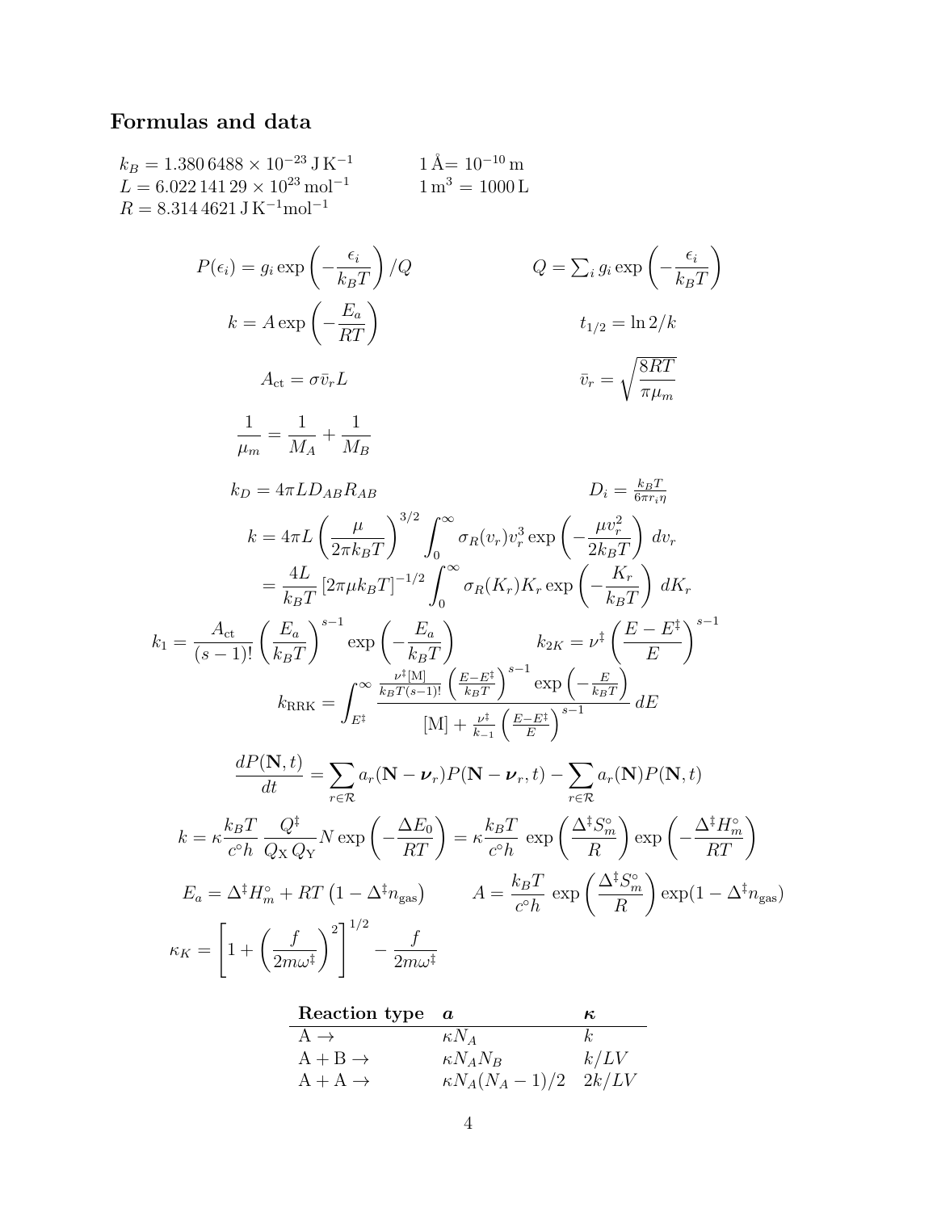## Formulas and data

$k_B = 1.380\,6488 \times 10^{-23}\,\mathrm{J\,K^{-1}}$ $\quad$ $1\,\text{Å} = 10^{-10}\,\mathrm{m}$

$L = 6.022\,141\,29 \times 10^{23}\,\mathrm{mol^{-1}}$ $\quad$ $1\,\mathrm{m^3} = 1000\,\mathrm{L}$

$R = 8.314\,4621\,\mathrm{J\,K^{-1}mol^{-1}}$

$$P(\epsilon_i) = g_i \exp\left(-\frac{\epsilon_i}{k_B T}\right)/Q \qquad Q = \sum_i g_i \exp\left(-\frac{\epsilon_i}{k_B T}\right)$$

$$k = A \exp\left(-\frac{E_a}{RT}\right) \qquad t_{1/2} = \ln 2/k$$

$$A_{\text{ct}} = \sigma \bar{v}_r L \qquad \bar{v}_r = \sqrt{\frac{8RT}{\pi \mu_m}}$$

$$\frac{1}{\mu_m} = \frac{1}{M_A} + \frac{1}{M_B}$$

$$k_D = 4\pi L D_{AB} R_{AB} \qquad D_i = \frac{k_B T}{6\pi r_i \eta}$$

$$k = 4\pi L \left(\frac{\mu}{2\pi k_B T}\right)^{3/2} \int_0^\infty \sigma_R(v_r) v_r^3 \exp\left(-\frac{\mu v_r^2}{2k_B T}\right) dv_r$$

$$= \frac{4L}{k_B T}\left[2\pi \mu k_B T\right]^{-1/2} \int_0^\infty \sigma_R(K_r) K_r \exp\left(-\frac{K_r}{k_B T}\right) dK_r$$

$$k_1 = \frac{A_{\text{ct}}}{(s-1)!}\left(\frac{E_a}{k_B T}\right)^{s-1} \exp\left(-\frac{E_a}{k_B T}\right) \qquad k_{2K} = \nu^\ddagger \left(\frac{E - E^\ddagger}{E}\right)^{s-1}$$

$$k_{\text{RRK}} = \int_{E^\ddagger}^\infty \frac{\frac{\nu^\ddagger [\mathrm{M}]}{k_B T (s-1)!}\left(\frac{E-E^\ddagger}{k_B T}\right)^{s-1} \exp\left(-\frac{E}{k_B T}\right)}{[\mathrm{M}] + \frac{\nu^\ddagger}{k_{-1}}\left(\frac{E-E^\ddagger}{E}\right)^{s-1}} dE$$

$$\frac{dP(\mathbf{N},t)}{dt} = \sum_{r \in \mathcal{R}} a_r(\mathbf{N} - \boldsymbol{\nu}_r) P(\mathbf{N} - \boldsymbol{\nu}_r, t) - \sum_{r \in \mathcal{R}} a_r(\mathbf{N}) P(\mathbf{N}, t)$$

$$k = \kappa \frac{k_B T}{c^\circ h} \frac{Q^\ddagger}{Q_\mathrm{X}\, Q_\mathrm{Y}} N \exp\left(-\frac{\Delta E_0}{RT}\right) = \kappa \frac{k_B T}{c^\circ h} \exp\left(\frac{\Delta^\ddagger S_m^\circ}{R}\right) \exp\left(-\frac{\Delta^\ddagger H_m^\circ}{RT}\right)$$

$$E_a = \Delta^\ddagger H_m^\circ + RT\left(1 - \Delta^\ddagger n_{\text{gas}}\right) \qquad A = \frac{k_B T}{c^\circ h} \exp\left(\frac{\Delta^\ddagger S_m^\circ}{R}\right) \exp(1 - \Delta^\ddagger n_{\text{gas}})$$

$$\kappa_K = \left[1 + \left(\frac{f}{2m\omega^\ddagger}\right)^2\right]^{1/2} - \frac{f}{2m\omega^\ddagger}$$

| **Reaction type** | $\boldsymbol{a}$ | $\boldsymbol{\kappa}$ |
|---|---|---|
| $\mathrm{A} \rightarrow$ | $\kappa N_A$ | $k$ |
| $\mathrm{A} + \mathrm{B} \rightarrow$ | $\kappa N_A N_B$ | $k/LV$ |
| $\mathrm{A} + \mathrm{A} \rightarrow$ | $\kappa N_A (N_A - 1)/2$ | $2k/LV$ |